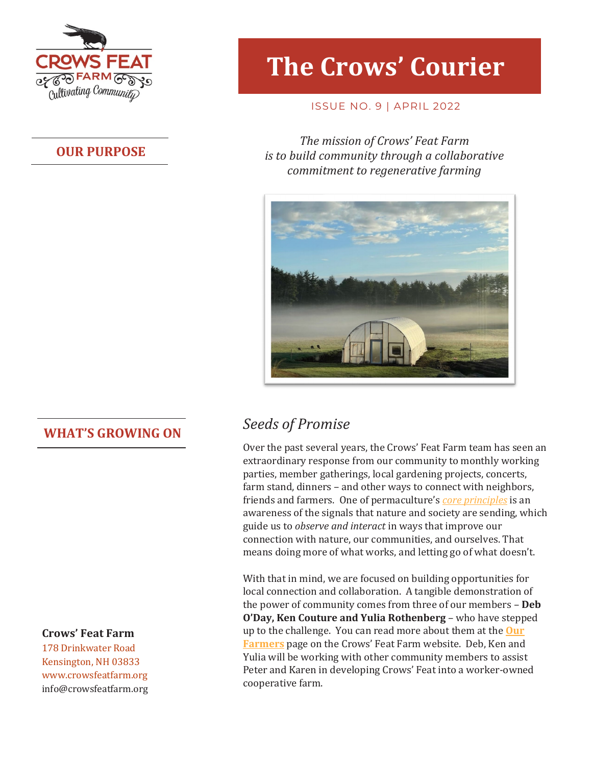# The Crows' Courier

ISSUE NO. 9 | APRIL 2022

## OUR PURPOSE

*The mission of Crows' Feat Farm is to build community through a collaborative commitment to regenerative farming*

## WHAT'S GROWING ON

## *Seeds of Promise*

Over the past several years, the Crows' Feat Farm team has seen an extraordinary response from our community to monthly working parties, member gatherings, local gardening projects, concerts, farm stand, dinners – and other ways to connect with neighbors, friends and farmers. One of permaculture's *core principles* is an awareness of the signals that nature and society are sending, which guide us to *observe and interact* in ways that improve our connection with nature, our communities, and ourselves. That means doing more of what works, and letting go of what doesn't.

With that in mind, we are focused on building opportunities for local connection and collaboration. A tangible demonstration of the power of community comes from three of our members – **Deb O'Day, Ken Couture and Yulia Rothenberg** – who have stepped up to the challenge. You can read more about them at the **Our Farmers** page on the Crows' Feat Farm website. Deb, Ken and Yulia will be working with other community members to assist Peter and Karen in developing Crows' Feat into a worker-owned cooperative farm.

**Crows' Feat Farm**
178 Drinkwater Road
Kensington, NH 03833
www.crowsfeatfarm.org
info@crowsfeatfarm.org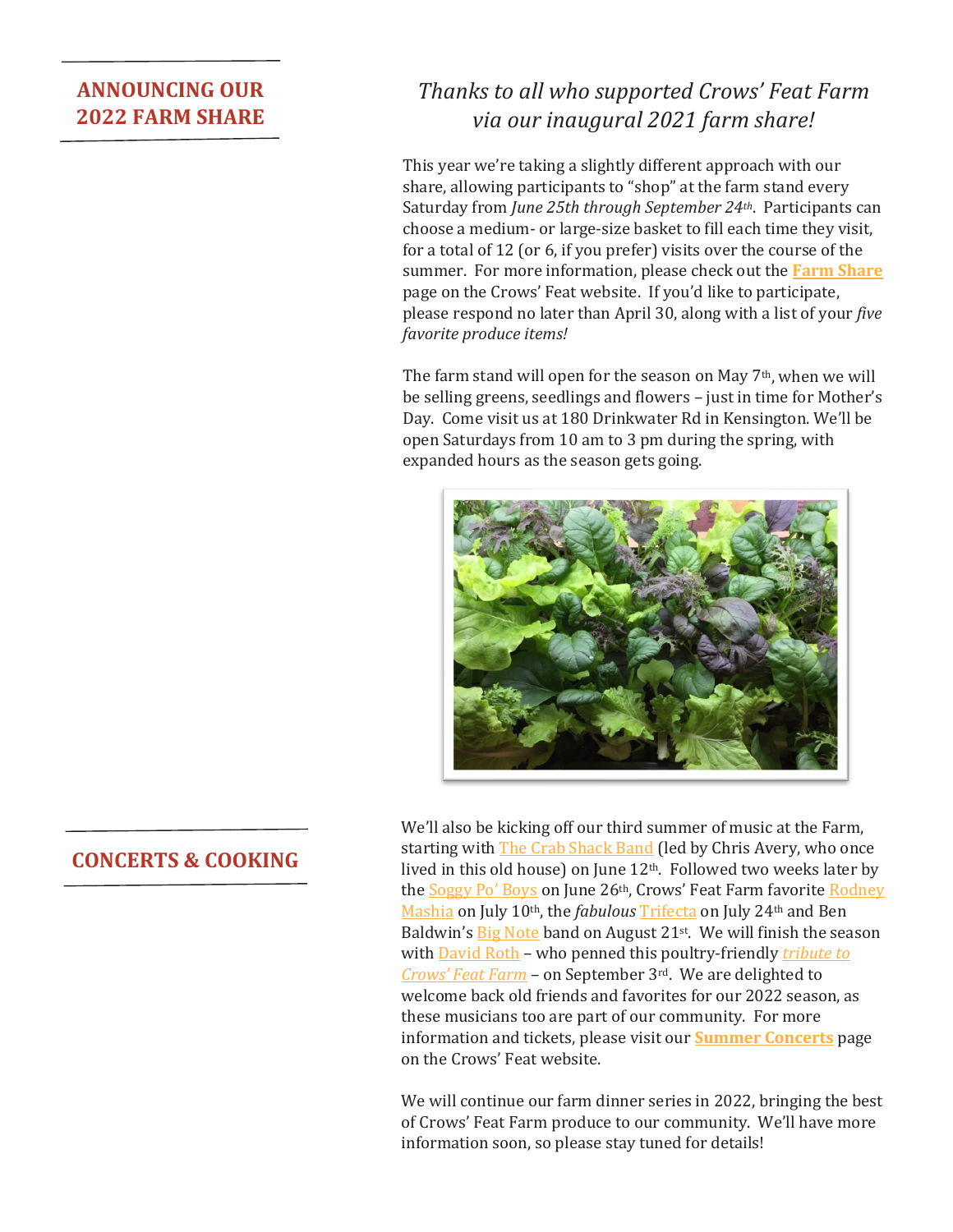## ANNOUNCING OUR 2022 FARM SHARE

*Thanks to all who supported Crows' Feat Farm via our inaugural 2021 farm share!*

This year we're taking a slightly different approach with our share, allowing participants to "shop" at the farm stand every Saturday from *June 25th through September 24th*. Participants can choose a medium- or large-size basket to fill each time they visit, for a total of 12 (or 6, if you prefer) visits over the course of the summer. For more information, please check out the **Farm Share** page on the Crows' Feat website. If you'd like to participate, please respond no later than April 30, along with a list of your *five favorite produce items!*

The farm stand will open for the season on May 7th, when we will be selling greens, seedlings and flowers – just in time for Mother's Day. Come visit us at 180 Drinkwater Rd in Kensington. We'll be open Saturdays from 10 am to 3 pm during the spring, with expanded hours as the season gets going.

## CONCERTS & COOKING

We'll also be kicking off our third summer of music at the Farm, starting with The Crab Shack Band (led by Chris Avery, who once lived in this old house) on June 12th. Followed two weeks later by the Soggy Po' Boys on June 26th, Crows' Feat Farm favorite Rodney Mashia on July 10th, the *fabulous* Trifecta on July 24th and Ben Baldwin's Big Note band on August 21st. We will finish the season with David Roth – who penned this poultry-friendly *tribute to Crows' Feat Farm* – on September 3rd. We are delighted to welcome back old friends and favorites for our 2022 season, as these musicians too are part of our community. For more information and tickets, please visit our **Summer Concerts** page on the Crows' Feat website.

We will continue our farm dinner series in 2022, bringing the best of Crows' Feat Farm produce to our community. We'll have more information soon, so please stay tuned for details!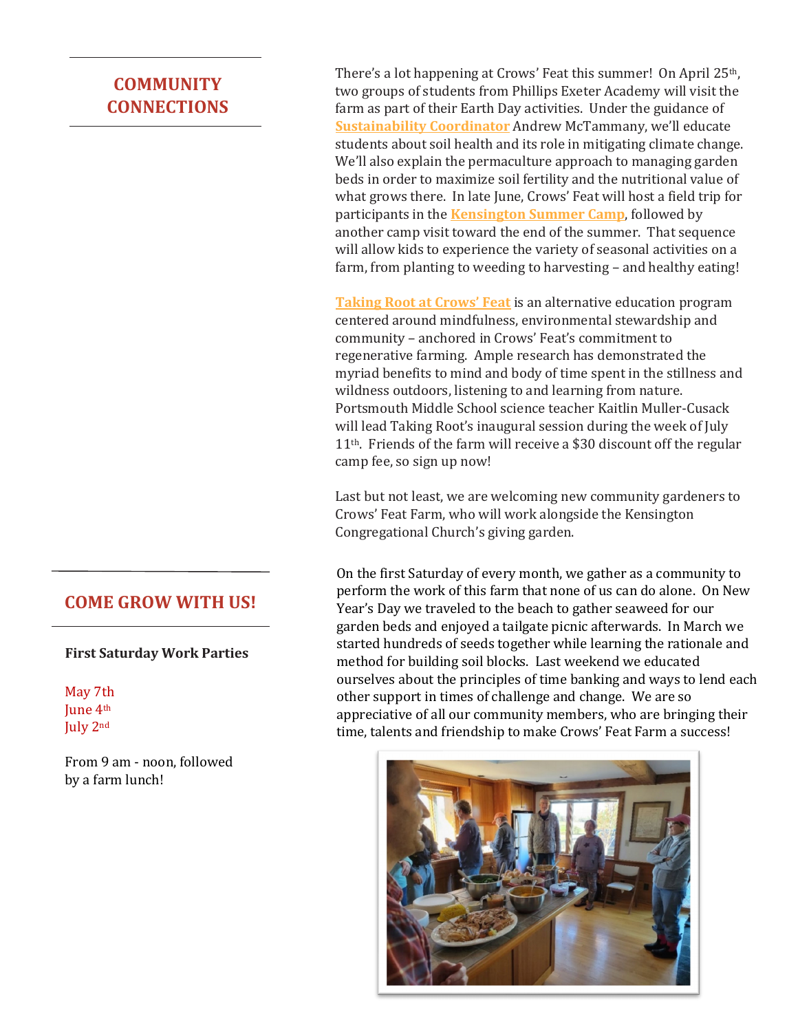## COMMUNITY CONNECTIONS

There's a lot happening at Crows' Feat this summer! On April 25th, two groups of students from Phillips Exeter Academy will visit the farm as part of their Earth Day activities. Under the guidance of **Sustainability Coordinator** Andrew McTammany, we'll educate students about soil health and its role in mitigating climate change. We'll also explain the permaculture approach to managing garden beds in order to maximize soil fertility and the nutritional value of what grows there. In late June, Crows' Feat will host a field trip for participants in the **Kensington Summer Camp**, followed by another camp visit toward the end of the summer. That sequence will allow kids to experience the variety of seasonal activities on a farm, from planting to weeding to harvesting – and healthy eating!

**Taking Root at Crows' Feat** is an alternative education program centered around mindfulness, environmental stewardship and community – anchored in Crows' Feat's commitment to regenerative farming. Ample research has demonstrated the myriad benefits to mind and body of time spent in the stillness and wildness outdoors, listening to and learning from nature. Portsmouth Middle School science teacher Kaitlin Muller-Cusack will lead Taking Root's inaugural session during the week of July 11th. Friends of the farm will receive a $30 discount off the regular camp fee, so sign up now!

Last but not least, we are welcoming new community gardeners to Crows' Feat Farm, who will work alongside the Kensington Congregational Church's giving garden.

## COME GROW WITH US!

**First Saturday Work Parties**

May 7th
June 4th
July 2nd

From 9 am - noon, followed by a farm lunch!

On the first Saturday of every month, we gather as a community to perform the work of this farm that none of us can do alone. On New Year's Day we traveled to the beach to gather seaweed for our garden beds and enjoyed a tailgate picnic afterwards. In March we started hundreds of seeds together while learning the rationale and method for building soil blocks. Last weekend we educated ourselves about the principles of time banking and ways to lend each other support in times of challenge and change. We are so appreciative of all our community members, who are bringing their time, talents and friendship to make Crows' Feat Farm a success!